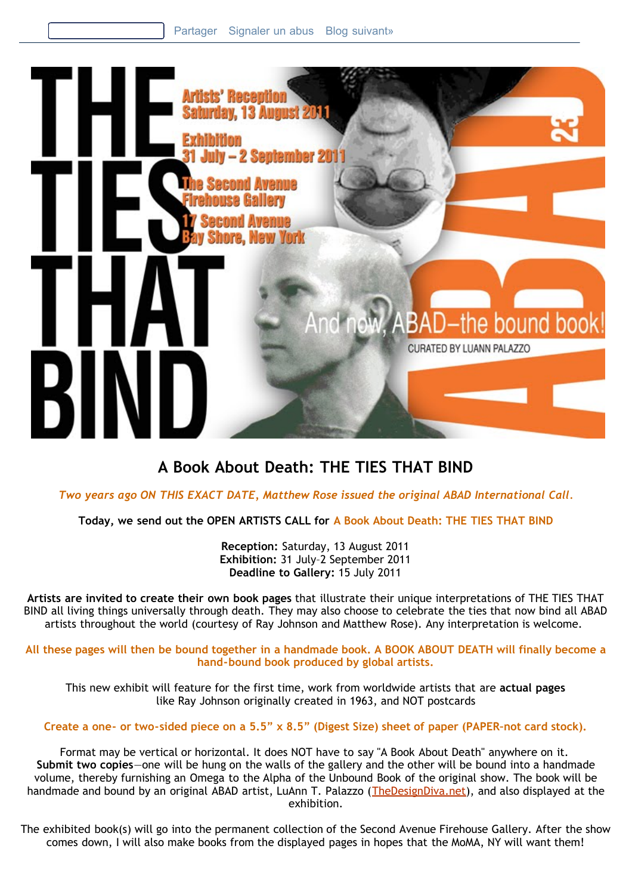Partager Signaler un abus Blog suivant»

THE TIES THAT BIND

Artists' Reception
Saturday, 13 August 2011

Exhibition
31 July – 2 September 2011

The Second Avenue
Firehouse Gallery
17 Second Avenue
Bay Shore, New York

ABAD 23

And now, ABAD–the bound book!

CURATED BY LUANN PALAZZO

## A Book About Death: THE TIES THAT BIND

*Two years ago ON THIS EXACT DATE, Matthew Rose issued the original ABAD International Call.*

**Today, we send out the OPEN ARTISTS CALL for A Book About Death: THE TIES THAT BIND**

**Reception:** Saturday, 13 August 2011
**Exhibition:** 31 July–2 September 2011
**Deadline to Gallery:** 15 July 2011

**Artists are invited to create their own book pages** that illustrate their unique interpretations of THE TIES THAT BIND all living things universally through death. They may also choose to celebrate the ties that now bind all ABAD artists throughout the world (courtesy of Ray Johnson and Matthew Rose). Any interpretation is welcome.

**All these pages will then be bound together in a handmade book. A BOOK ABOUT DEATH will finally become a hand-bound book produced by global artists.**

This new exhibit will feature for the first time, work from worldwide artists that are **actual pages** like Ray Johnson originally created in 1963, and NOT postcards

**Create a one- or two-sided piece on a 5.5" x 8.5" (Digest Size) sheet of paper (PAPER-not card stock).**

Format may be vertical or horizontal. It does NOT have to say "A Book About Death" anywhere on it. **Submit two copies**—one will be hung on the walls of the gallery and the other will be bound into a handmade volume, thereby furnishing an Omega to the Alpha of the Unbound Book of the original show. The book will be handmade and bound by an original ABAD artist, LuAnn T. Palazzo (TheDesignDiva.net), and also displayed at the exhibition.

The exhibited book(s) will go into the permanent collection of the Second Avenue Firehouse Gallery. After the show comes down, I will also make books from the displayed pages in hopes that the MoMA, NY will want them!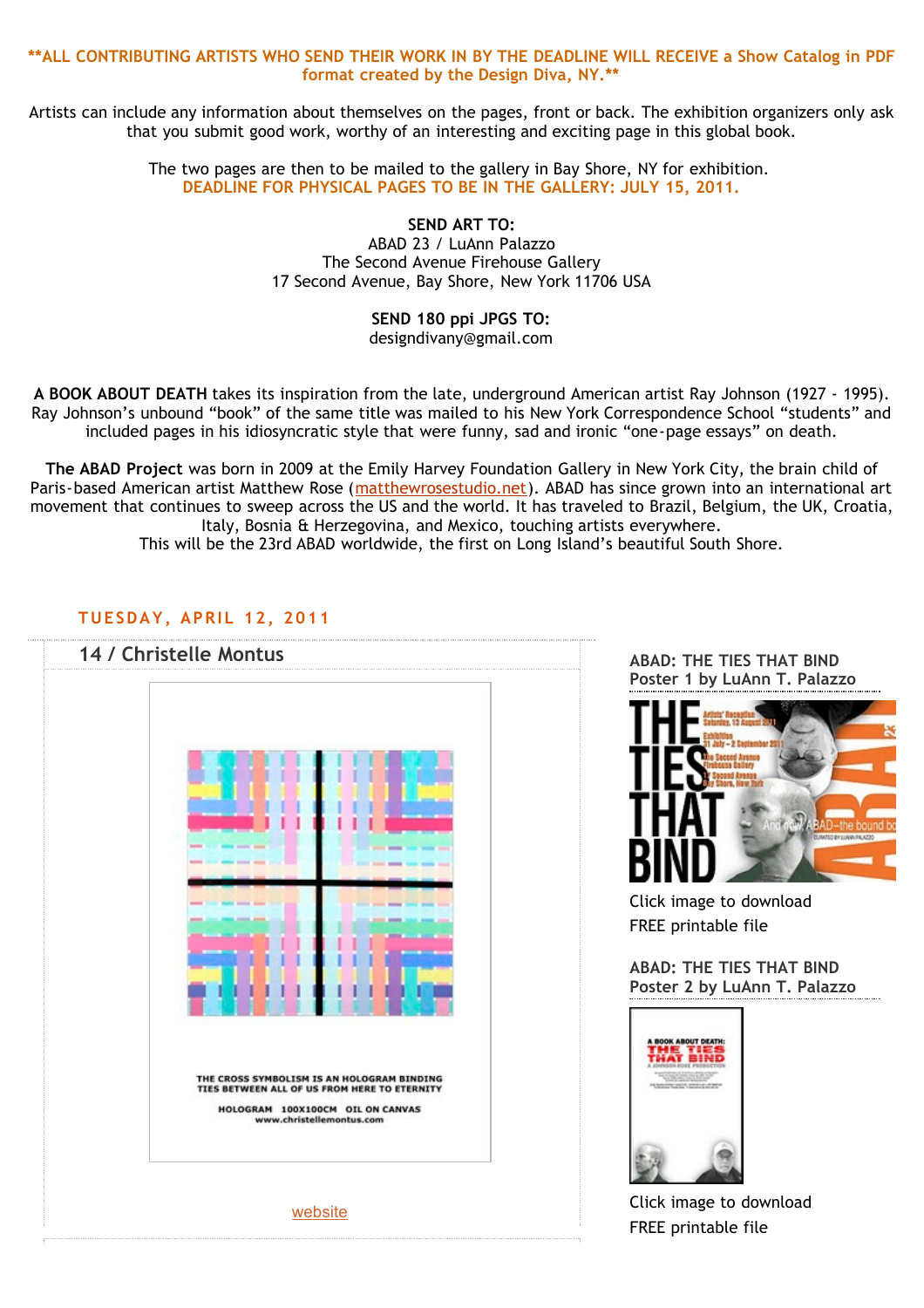**ALL CONTRIBUTING ARTISTS WHO SEND THEIR WORK IN BY THE DEADLINE WILL RECEIVE a Show Catalog in PDF format created by the Design Diva, NY.**

Artists can include any information about themselves on the pages, front or back. The exhibition organizers only ask that you submit good work, worthy of an interesting and exciting page in this global book.

The two pages are then to be mailed to the gallery in Bay Shore, NY for exhibition.
**DEADLINE FOR PHYSICAL PAGES TO BE IN THE GALLERY: JULY 15, 2011.**

**SEND ART TO:**
ABAD 23 / LuAnn Palazzo
The Second Avenue Firehouse Gallery
17 Second Avenue, Bay Shore, New York 11706 USA

**SEND 180 ppi JPGS TO:**
designdivany@gmail.com

**A BOOK ABOUT DEATH** takes its inspiration from the late, underground American artist Ray Johnson (1927 - 1995). Ray Johnson's unbound "book" of the same title was mailed to his New York Correspondence School "students" and included pages in his idiosyncratic style that were funny, sad and ironic "one-page essays" on death.

**The ABAD Project** was born in 2009 at the Emily Harvey Foundation Gallery in New York City, the brain child of Paris-based American artist Matthew Rose (matthewrosestudio.net). ABAD has since grown into an international art movement that continues to sweep across the US and the world. It has traveled to Brazil, Belgium, the UK, Croatia, Italy, Bosnia & Herzegovina, and Mexico, touching artists everywhere.
This will be the 23rd ABAD worldwide, the first on Long Island's beautiful South Shore.

## TUESDAY, APRIL 12, 2011

### 14 / Christelle Montus

THE CROSS SYMBOLISM IS AN HOLOGRAM BINDING TIES BETWEEN ALL OF US FROM HERE TO ETERNITY

HOLOGRAM 100X100CM OIL ON CANVAS
www.christellemontus.com

website

**ABAD: THE TIES THAT BIND**
**Poster 1 by LuAnn T. Palazzo**

Click image to download FREE printable file

**ABAD: THE TIES THAT BIND**
**Poster 2 by LuAnn T. Palazzo**

Click image to download FREE printable file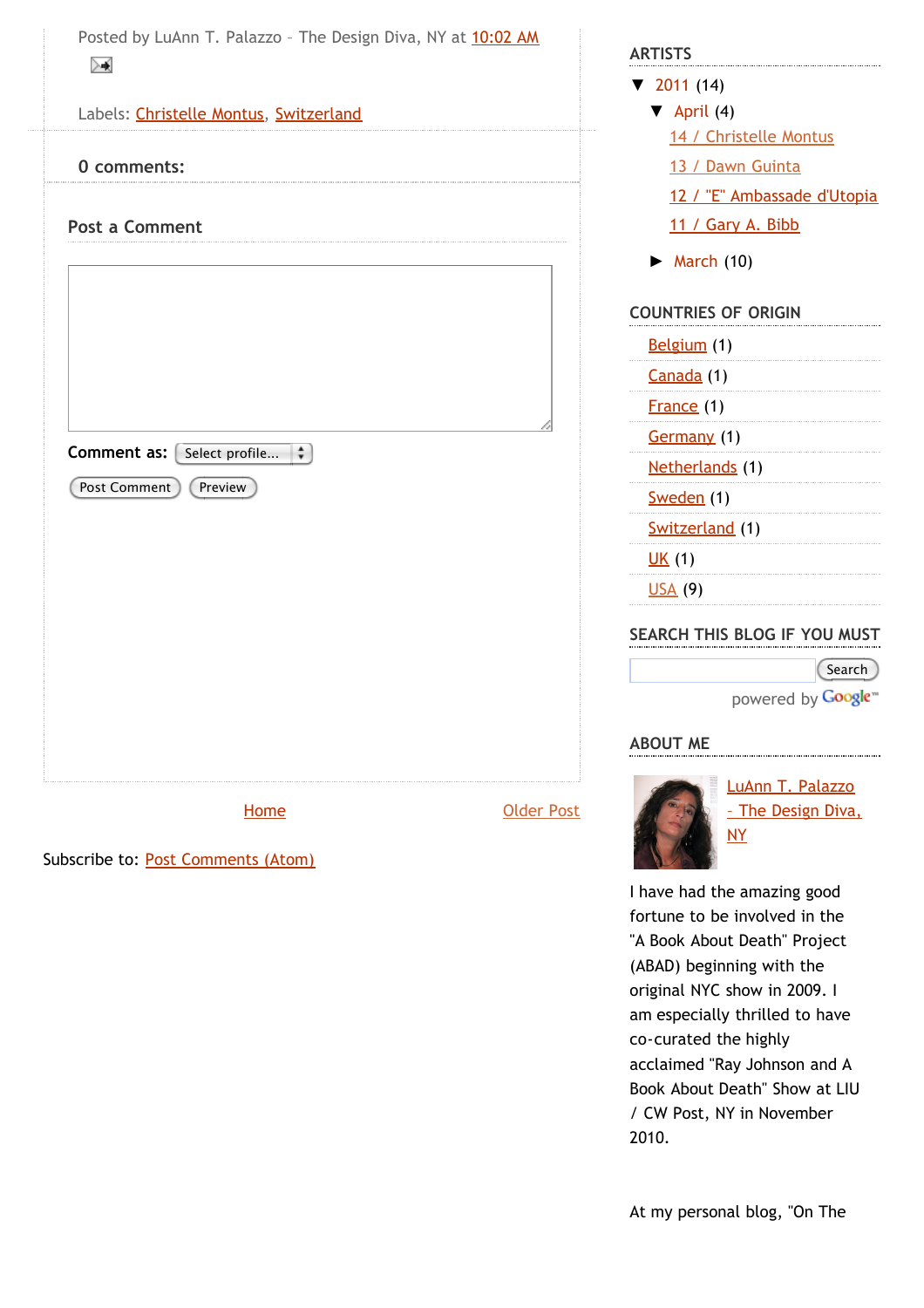Posted by LuAnn T. Palazzo - The Design Diva, NY at 10:02 AM

Labels: Christelle Montus, Switzerland

**0 comments:**

**Post a Comment**

**Comment as:** Select profile...

Post Comment Preview

Home Older Post

Subscribe to: Post Comments (Atom)

## ARTISTS

- ▼ 2011 (14)
  - ▼ April (4)
    - 14 / Christelle Montus
    - 13 / Dawn Guinta
    - 12 / "E" Ambassade d'Utopia
    - 11 / Gary A. Bibb
  - ► March (10)

## COUNTRIES OF ORIGIN

- Belgium (1)
- Canada (1)
- France (1)
- Germany (1)
- Netherlands (1)
- Sweden (1)
- Switzerland (1)
- UK (1)
- USA (9)

## SEARCH THIS BLOG IF YOU MUST

Search

powered by Google™

## ABOUT ME

LuAnn T. Palazzo - The Design Diva, NY

I have had the amazing good fortune to be involved in the "A Book About Death" Project (ABAD) beginning with the original NYC show in 2009. I am especially thrilled to have co-curated the highly acclaimed "Ray Johnson and A Book About Death" Show at LIU / CW Post, NY in November 2010.

At my personal blog, "On The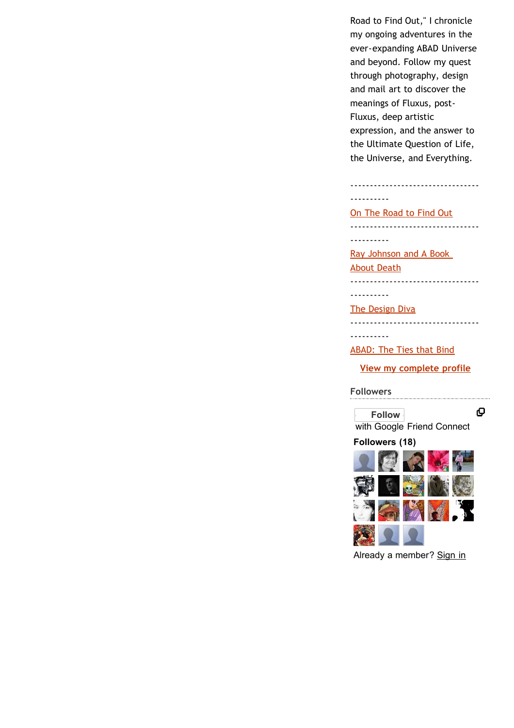Road to Find Out," I chronicle my ongoing adventures in the ever-expanding ABAD Universe and beyond. Follow my quest through photography, design and mail art to discover the meanings of Fluxus, post-Fluxus, deep artistic expression, and the answer to the Ultimate Question of Life, the Universe, and Everything.

------------------------------------------

On The Road to Find Out

------------------------------------------

Ray Johnson and A Book About Death

------------------------------------------

The Design Diva

------------------------------------------

ABAD: The Ties that Bind

**View my complete profile**

### Followers

Follow with Google Friend Connect

**Followers (18)**

Already a member? Sign in